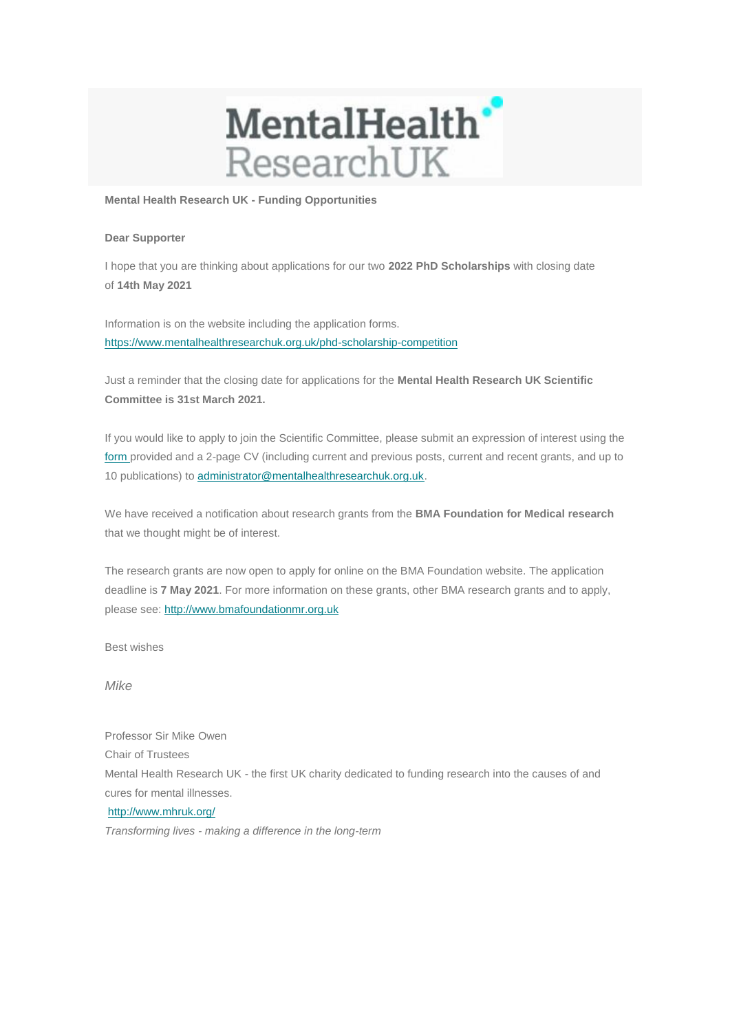MentalHealth ResearchUK

**Mental Health Research UK - Funding Opportunities**

**Dear Supporter**

I hope that you are thinking about applications for our two **2022 PhD Scholarships** with closing date of **14th May 2021**

Information is on the website including the application forms.
https://www.mentalhealthresearchuk.org.uk/phd-scholarship-competition

Just a reminder that the closing date for applications for the **Mental Health Research UK Scientific Committee is 31st March 2021.**

If you would like to apply to join the Scientific Committee, please submit an expression of interest using the form provided and a 2-page CV (including current and previous posts, current and recent grants, and up to 10 publications) to administrator@mentalhealthresearchuk.org.uk.

We have received a notification about research grants from the **BMA Foundation for Medical research** that we thought might be of interest.

The research grants are now open to apply for online on the BMA Foundation website. The application deadline is **7 May 2021**. For more information on these grants, other BMA research grants and to apply, please see: http://www.bmafoundationmr.org.uk

Best wishes

*Mike*

Professor Sir Mike Owen
Chair of Trustees
Mental Health Research UK - the first UK charity dedicated to funding research into the causes of and cures for mental illnesses.
http://www.mhruk.org/
*Transforming lives - making a difference in the long-term*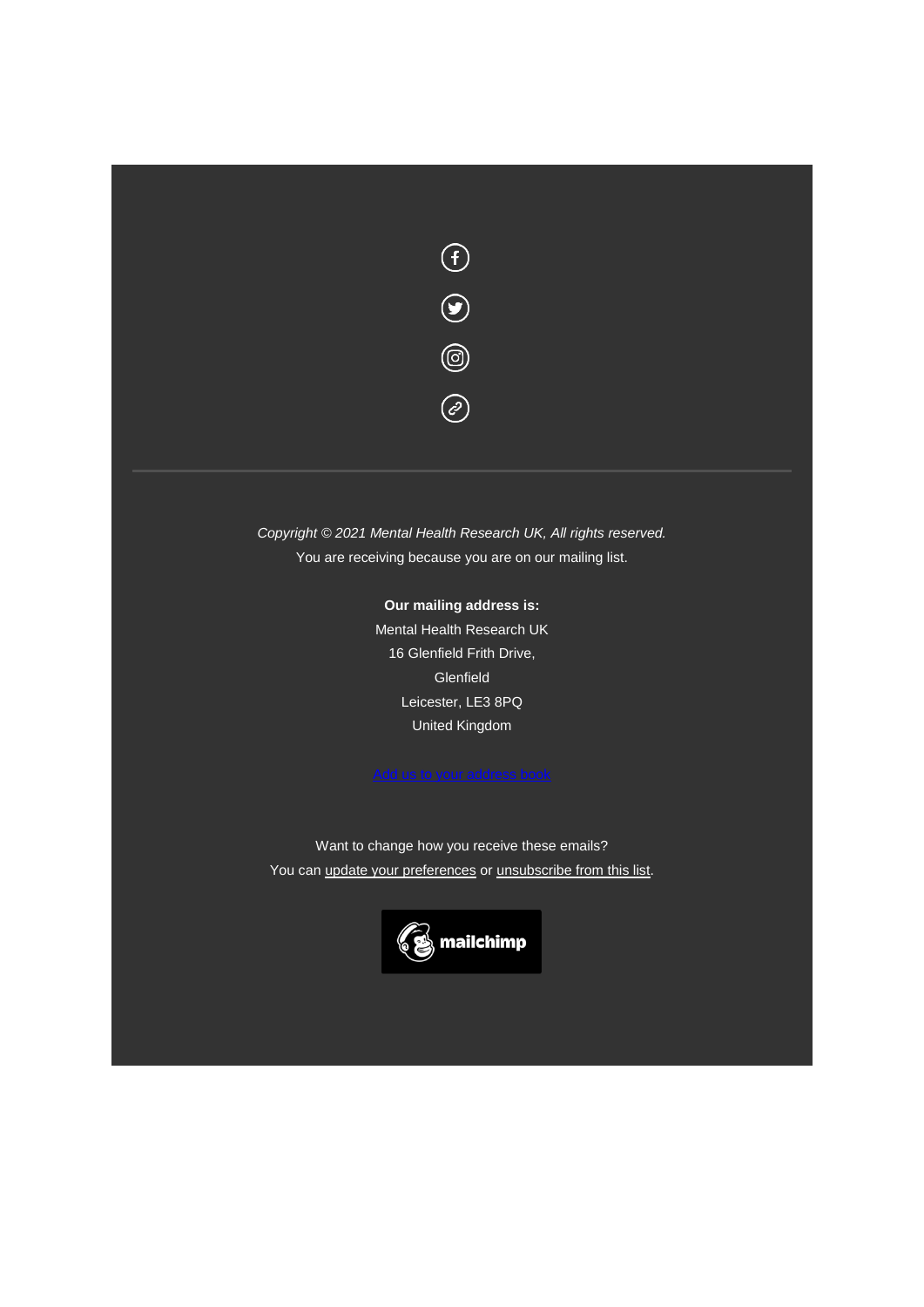*Copyright © 2021 Mental Health Research UK, All rights reserved.*
You are receiving because you are on our mailing list.

**Our mailing address is:**
Mental Health Research UK
16 Glenfield Frith Drive,
Glenfield
Leicester, LE3 8PQ
United Kingdom

Add us to your address book

Want to change how you receive these emails?
You can update your preferences or unsubscribe from this list.

mailchimp